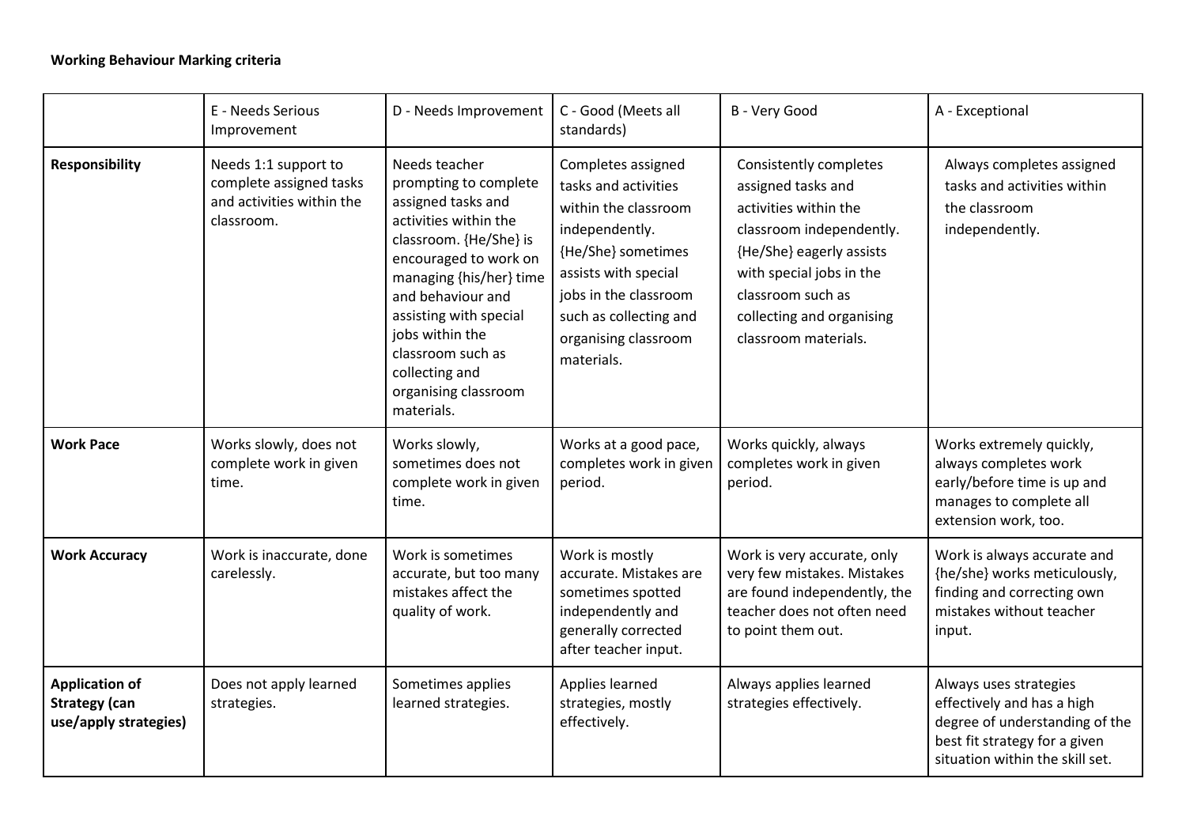**Working Behaviour Marking criteria**

| | E - Needs Serious Improvement | D - Needs Improvement | C - Good (Meets all standards) | B - Very Good | A - Exceptional |
|---|---|---|---|---|---|
| **Responsibility** | Needs 1:1 support to complete assigned tasks and activities within the classroom. | Needs teacher prompting to complete assigned tasks and activities within the classroom. {He/She} is encouraged to work on managing {his/her} time and behaviour and assisting with special jobs within the classroom such as collecting and organising classroom materials. | Completes assigned tasks and activities within the classroom independently. {He/She} sometimes assists with special jobs in the classroom such as collecting and organising classroom materials. | Consistently completes assigned tasks and activities within the classroom independently. {He/She} eagerly assists with special jobs in the classroom such as collecting and organising classroom materials. | Always completes assigned tasks and activities within the classroom independently. |
| **Work Pace** | Works slowly, does not complete work in given time. | Works slowly, sometimes does not complete work in given time. | Works at a good pace, completes work in given period. | Works quickly, always completes work in given period. | Works extremely quickly, always completes work early/before time is up and manages to complete all extension work, too. |
| **Work Accuracy** | Work is inaccurate, done carelessly. | Work is sometimes accurate, but too many mistakes affect the quality of work. | Work is mostly accurate. Mistakes are sometimes spotted independently and generally corrected after teacher input. | Work is very accurate, only very few mistakes. Mistakes are found independently, the teacher does not often need to point them out. | Work is always accurate and {he/she} works meticulously, finding and correcting own mistakes without teacher input. |
| **Application of Strategy (can use/apply strategies)** | Does not apply learned strategies. | Sometimes applies learned strategies. | Applies learned strategies, mostly effectively. | Always applies learned strategies effectively. | Always uses strategies effectively and has a high degree of understanding of the best fit strategy for a given situation within the skill set. |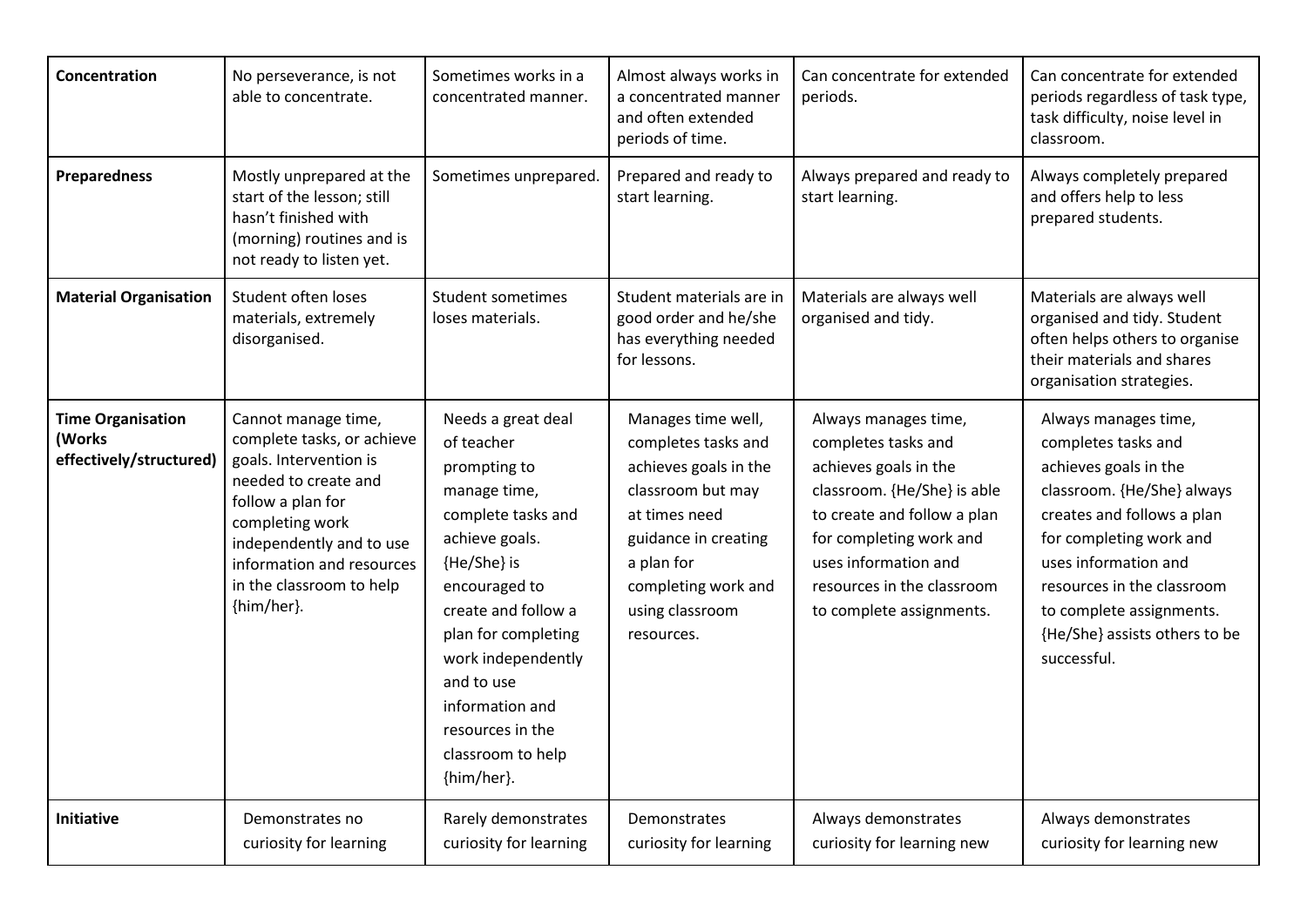| Concentration | No perseverance, is not able to concentrate. | Sometimes works in a concentrated manner. | Almost always works in a concentrated manner and often extended periods of time. | Can concentrate for extended periods. | Can concentrate for extended periods regardless of task type, task difficulty, noise level in classroom. |
|---|---|---|---|---|---|
| **Preparedness** | Mostly unprepared at the start of the lesson; still hasn't finished with (morning) routines and is not ready to listen yet. | Sometimes unprepared. | Prepared and ready to start learning. | Always prepared and ready to start learning. | Always completely prepared and offers help to less prepared students. |
| **Material Organisation** | Student often loses materials, extremely disorganised. | Student sometimes loses materials. | Student materials are in good order and he/she has everything needed for lessons. | Materials are always well organised and tidy. | Materials are always well organised and tidy. Student often helps others to organise their materials and shares organisation strategies. |
| **Time Organisation (Works effectively/structured)** | Cannot manage time, complete tasks, or achieve goals. Intervention is needed to create and follow a plan for completing work independently and to use information and resources in the classroom to help {him/her}. | Needs a great deal of teacher prompting to manage time, complete tasks and achieve goals. {He/She} is encouraged to create and follow a plan for completing work independently and to use information and resources in the classroom to help {him/her}. | Manages time well, completes tasks and achieves goals in the classroom but may at times need guidance in creating a plan for completing work and using classroom resources. | Always manages time, completes tasks and achieves goals in the classroom. {He/She} is able to create and follow a plan for completing work and uses information and resources in the classroom to complete assignments. | Always manages time, completes tasks and achieves goals in the classroom. {He/She} always creates and follows a plan for completing work and uses information and resources in the classroom to complete assignments. {He/She} assists others to be successful. |
| **Initiative** | Demonstrates no curiosity for learning | Rarely demonstrates curiosity for learning | Demonstrates curiosity for learning | Always demonstrates curiosity for learning new | Always demonstrates curiosity for learning new |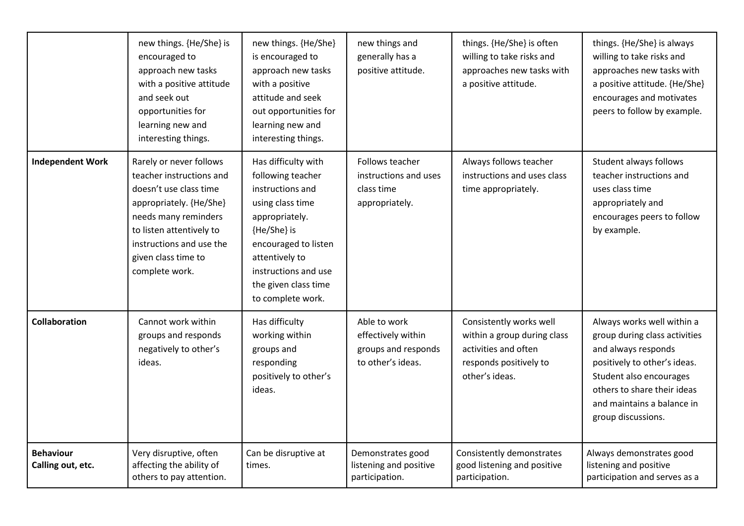| | | | | | |
|---|---|---|---|---|---|
| | new things. {He/She} is encouraged to approach new tasks with a positive attitude and seek out opportunities for learning new and interesting things. | new things. {He/She} is encouraged to approach new tasks with a positive attitude and seek out opportunities for learning new and interesting things. | new things and generally has a positive attitude. | things. {He/She} is often willing to take risks and approaches new tasks with a positive attitude. | things. {He/She} is always willing to take risks and approaches new tasks with a positive attitude. {He/She} encourages and motivates peers to follow by example. |
| **Independent Work** | Rarely or never follows teacher instructions and doesn't use class time appropriately. {He/She} needs many reminders to listen attentively to instructions and use the given class time to complete work. | Has difficulty with following teacher instructions and using class time appropriately. {He/She} is encouraged to listen attentively to instructions and use the given class time to complete work. | Follows teacher instructions and uses class time appropriately. | Always follows teacher instructions and uses class time appropriately. | Student always follows teacher instructions and uses class time appropriately and encourages peers to follow by example. |
| **Collaboration** | Cannot work within groups and responds negatively to other's ideas. | Has difficulty working within groups and responding positively to other's ideas. | Able to work effectively within groups and responds to other's ideas. | Consistently works well within a group during class activities and often responds positively to other's ideas. | Always works well within a group during class activities and always responds positively to other's ideas. Student also encourages others to share their ideas and maintains a balance in group discussions. |
| **Behaviour Calling out, etc.** | Very disruptive, often affecting the ability of others to pay attention. | Can be disruptive at times. | Demonstrates good listening and positive participation. | Consistently demonstrates good listening and positive participation. | Always demonstrates good listening and positive participation and serves as a |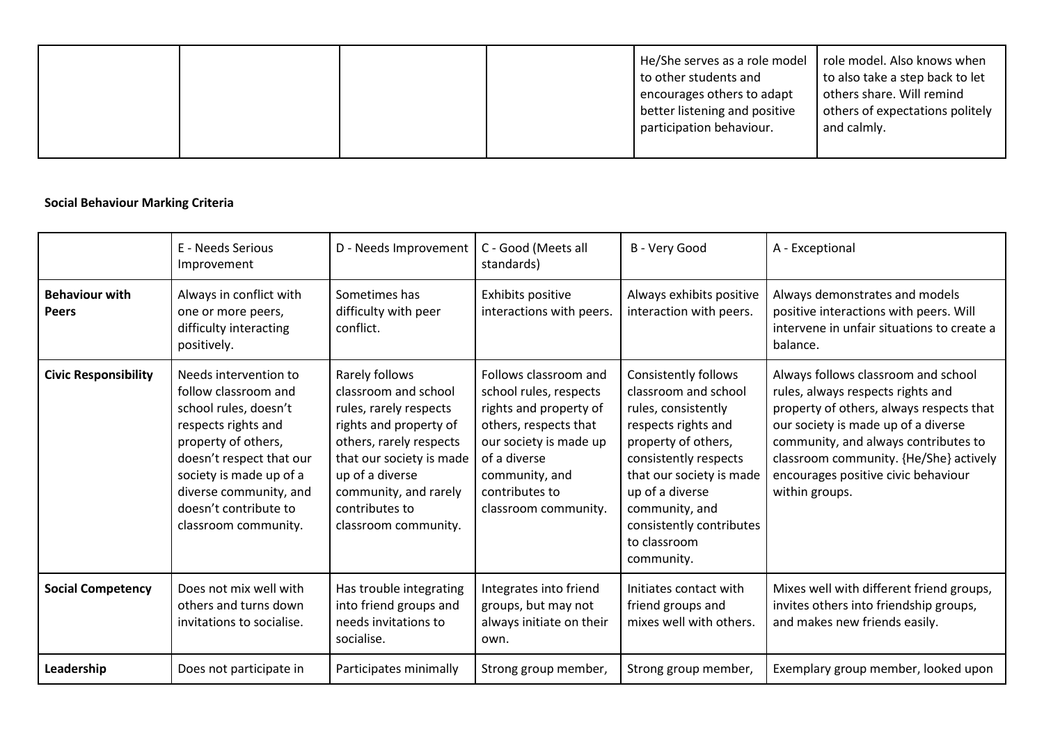| | | | | He/She serves as a role model to other students and encourages others to adapt better listening and positive participation behaviour. | role model. Also knows when to also take a step back to let others share. Will remind others of expectations politely and calmly. |
|---|---|---|---|---|---|

**Social Behaviour Marking Criteria**

| | E - Needs Serious Improvement | D - Needs Improvement | C - Good (Meets all standards) | B - Very Good | A - Exceptional |
|---|---|---|---|---|---|
| **Behaviour with Peers** | Always in conflict with one or more peers, difficulty interacting positively. | Sometimes has difficulty with peer conflict. | Exhibits positive interactions with peers. | Always exhibits positive interaction with peers. | Always demonstrates and models positive interactions with peers. Will intervene in unfair situations to create a balance. |
| **Civic Responsibility** | Needs intervention to follow classroom and school rules, doesn't respects rights and property of others, doesn't respect that our society is made up of a diverse community, and doesn't contribute to classroom community. | Rarely follows classroom and school rules, rarely respects rights and property of others, rarely respects that our society is made up of a diverse community, and rarely contributes to classroom community. | Follows classroom and school rules, respects rights and property of others, respects that our society is made up of a diverse community, and contributes to classroom community. | Consistently follows classroom and school rules, consistently respects rights and property of others, consistently respects that our society is made up of a diverse community, and consistently contributes to classroom community. | Always follows classroom and school rules, always respects rights and property of others, always respects that our society is made up of a diverse community, and always contributes to classroom community. {He/She} actively encourages positive civic behaviour within groups. |
| **Social Competency** | Does not mix well with others and turns down invitations to socialise. | Has trouble integrating into friend groups and needs invitations to socialise. | Integrates into friend groups, but may not always initiate on their own. | Initiates contact with friend groups and mixes well with others. | Mixes well with different friend groups, invites others into friendship groups, and makes new friends easily. |
| **Leadership** | Does not participate in | Participates minimally | Strong group member, | Strong group member, | Exemplary group member, looked upon |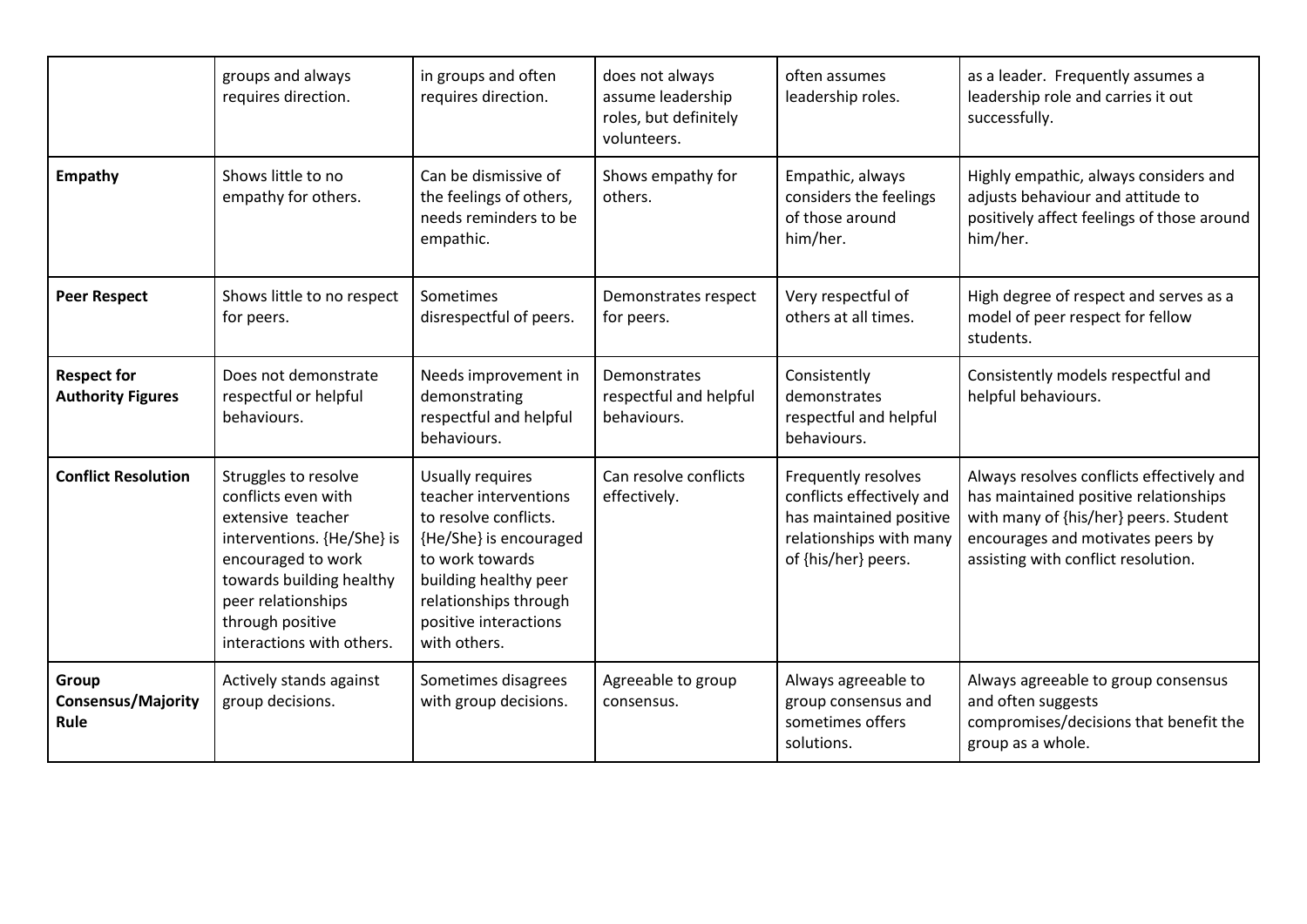| | | | | | |
|---|---|---|---|---|---|
| | groups and always requires direction. | in groups and often requires direction. | does not always assume leadership roles, but definitely volunteers. | often assumes leadership roles. | as a leader. Frequently assumes a leadership role and carries it out successfully. |
| **Empathy** | Shows little to no empathy for others. | Can be dismissive of the feelings of others, needs reminders to be empathic. | Shows empathy for others. | Empathic, always considers the feelings of those around him/her. | Highly empathic, always considers and adjusts behaviour and attitude to positively affect feelings of those around him/her. |
| **Peer Respect** | Shows little to no respect for peers. | Sometimes disrespectful of peers. | Demonstrates respect for peers. | Very respectful of others at all times. | High degree of respect and serves as a model of peer respect for fellow students. |
| **Respect for Authority Figures** | Does not demonstrate respectful or helpful behaviours. | Needs improvement in demonstrating respectful and helpful behaviours. | Demonstrates respectful and helpful behaviours. | Consistently demonstrates respectful and helpful behaviours. | Consistently models respectful and helpful behaviours. |
| **Conflict Resolution** | Struggles to resolve conflicts even with extensive teacher interventions. {He/She} is encouraged to work towards building healthy peer relationships through positive interactions with others. | Usually requires teacher interventions to resolve conflicts. {He/She} is encouraged to work towards building healthy peer relationships through positive interactions with others. | Can resolve conflicts effectively. | Frequently resolves conflicts effectively and has maintained positive relationships with many of {his/her} peers. | Always resolves conflicts effectively and has maintained positive relationships with many of {his/her} peers. Student encourages and motivates peers by assisting with conflict resolution. |
| **Group Consensus/Majority Rule** | Actively stands against group decisions. | Sometimes disagrees with group decisions. | Agreeable to group consensus. | Always agreeable to group consensus and sometimes offers solutions. | Always agreeable to group consensus and often suggests compromises/decisions that benefit the group as a whole. |